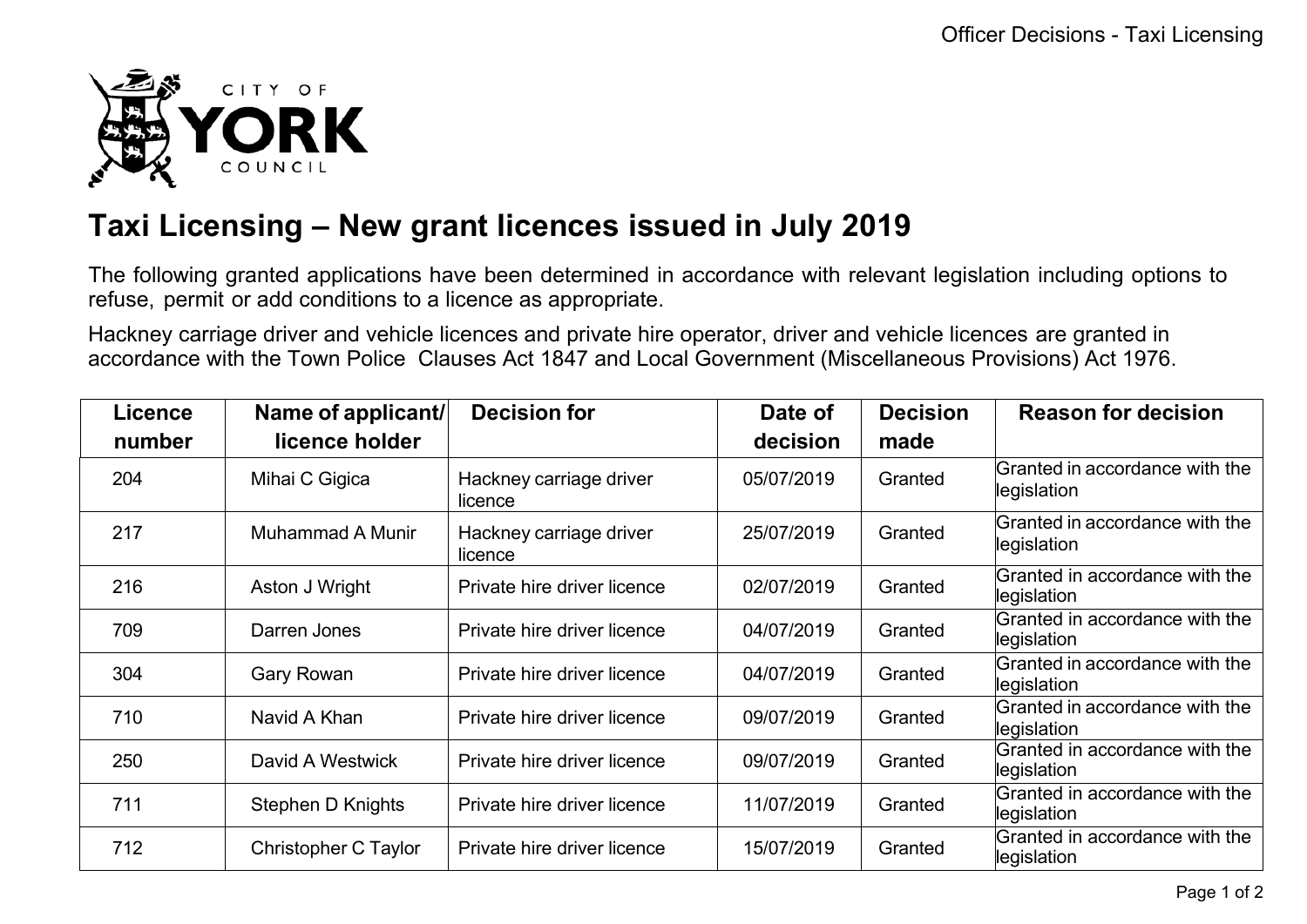CITY OF **YORK** COUNCIL

# Taxi Licensing – New grant licences issued in July 2019

The following granted applications have been determined in accordance with relevant legislation including options to refuse, permit or add conditions to a licence as appropriate.

Hackney carriage driver and vehicle licences and private hire operator, driver and vehicle licences are granted in accordance with the Town Police Clauses Act 1847 and Local Government (Miscellaneous Provisions) Act 1976.

| Licence number | Name of applicant/ licence holder | Decision for | Date of decision | Decision made | Reason for decision |
|---|---|---|---|---|---|
| 204 | Mihai C Gigica | Hackney carriage driver licence | 05/07/2019 | Granted | Granted in accordance with the legislation |
| 217 | Muhammad A Munir | Hackney carriage driver licence | 25/07/2019 | Granted | Granted in accordance with the legislation |
| 216 | Aston J Wright | Private hire driver licence | 02/07/2019 | Granted | Granted in accordance with the legislation |
| 709 | Darren Jones | Private hire driver licence | 04/07/2019 | Granted | Granted in accordance with the legislation |
| 304 | Gary Rowan | Private hire driver licence | 04/07/2019 | Granted | Granted in accordance with the legislation |
| 710 | Navid A Khan | Private hire driver licence | 09/07/2019 | Granted | Granted in accordance with the legislation |
| 250 | David A Westwick | Private hire driver licence | 09/07/2019 | Granted | Granted in accordance with the legislation |
| 711 | Stephen D Knights | Private hire driver licence | 11/07/2019 | Granted | Granted in accordance with the legislation |
| 712 | Christopher C Taylor | Private hire driver licence | 15/07/2019 | Granted | Granted in accordance with the legislation |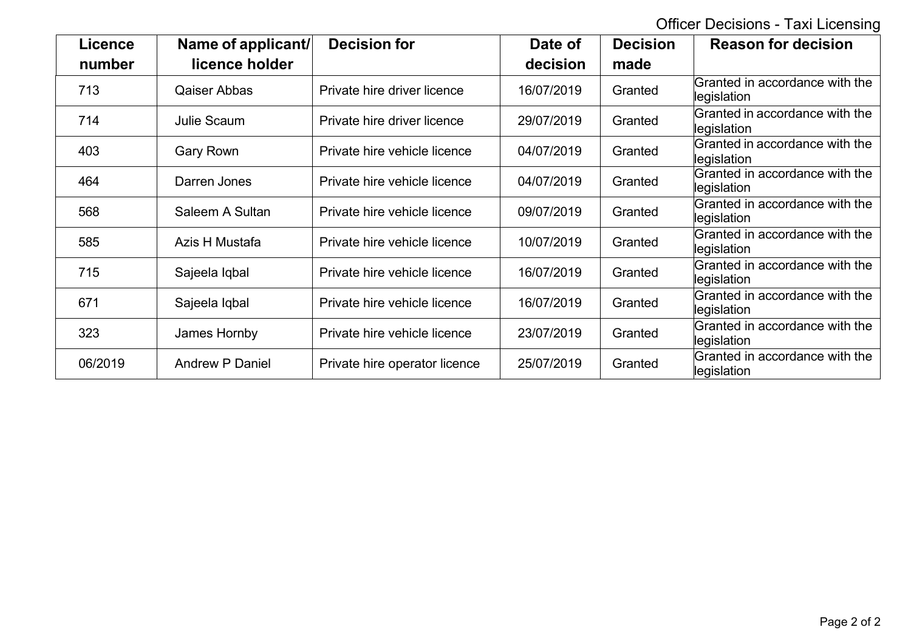| Licence number | Name of applicant/ licence holder | Decision for | Date of decision | Decision made | Reason for decision |
| --- | --- | --- | --- | --- | --- |
| 713 | Qaiser Abbas | Private hire driver licence | 16/07/2019 | Granted | Granted in accordance with the legislation |
| 714 | Julie Scaum | Private hire driver licence | 29/07/2019 | Granted | Granted in accordance with the legislation |
| 403 | Gary Rown | Private hire vehicle licence | 04/07/2019 | Granted | Granted in accordance with the legislation |
| 464 | Darren Jones | Private hire vehicle licence | 04/07/2019 | Granted | Granted in accordance with the legislation |
| 568 | Saleem A Sultan | Private hire vehicle licence | 09/07/2019 | Granted | Granted in accordance with the legislation |
| 585 | Azis H Mustafa | Private hire vehicle licence | 10/07/2019 | Granted | Granted in accordance with the legislation |
| 715 | Sajeela Iqbal | Private hire vehicle licence | 16/07/2019 | Granted | Granted in accordance with the legislation |
| 671 | Sajeela Iqbal | Private hire vehicle licence | 16/07/2019 | Granted | Granted in accordance with the legislation |
| 323 | James Hornby | Private hire vehicle licence | 23/07/2019 | Granted | Granted in accordance with the legislation |
| 06/2019 | Andrew P Daniel | Private hire operator licence | 25/07/2019 | Granted | Granted in accordance with the legislation |